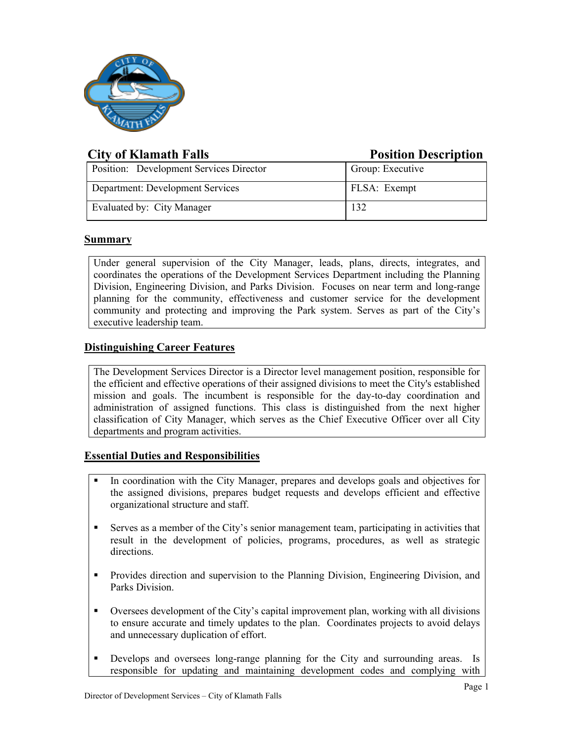## City of Klamath Falls — Position Description

| Position: Development Services Director | Group: Executive |
| --- | --- |
| Department: Development Services | FLSA: Exempt |
| Evaluated by: City Manager | 132 |

### Summary

Under general supervision of the City Manager, leads, plans, directs, integrates, and coordinates the operations of the Development Services Department including the Planning Division, Engineering Division, and Parks Division. Focuses on near term and long-range planning for the community, effectiveness and customer service for the development community and protecting and improving the Park system. Serves as part of the City's executive leadership team.

### Distinguishing Career Features

The Development Services Director is a Director level management position, responsible for the efficient and effective operations of their assigned divisions to meet the City's established mission and goals. The incumbent is responsible for the day-to-day coordination and administration of assigned functions. This class is distinguished from the next higher classification of City Manager, which serves as the Chief Executive Officer over all City departments and program activities.

### Essential Duties and Responsibilities

- In coordination with the City Manager, prepares and develops goals and objectives for the assigned divisions, prepares budget requests and develops efficient and effective organizational structure and staff.
- Serves as a member of the City's senior management team, participating in activities that result in the development of policies, programs, procedures, as well as strategic directions.
- Provides direction and supervision to the Planning Division, Engineering Division, and Parks Division.
- Oversees development of the City's capital improvement plan, working with all divisions to ensure accurate and timely updates to the plan. Coordinates projects to avoid delays and unnecessary duplication of effort.
- Develops and oversees long-range planning for the City and surrounding areas. Is responsible for updating and maintaining development codes and complying with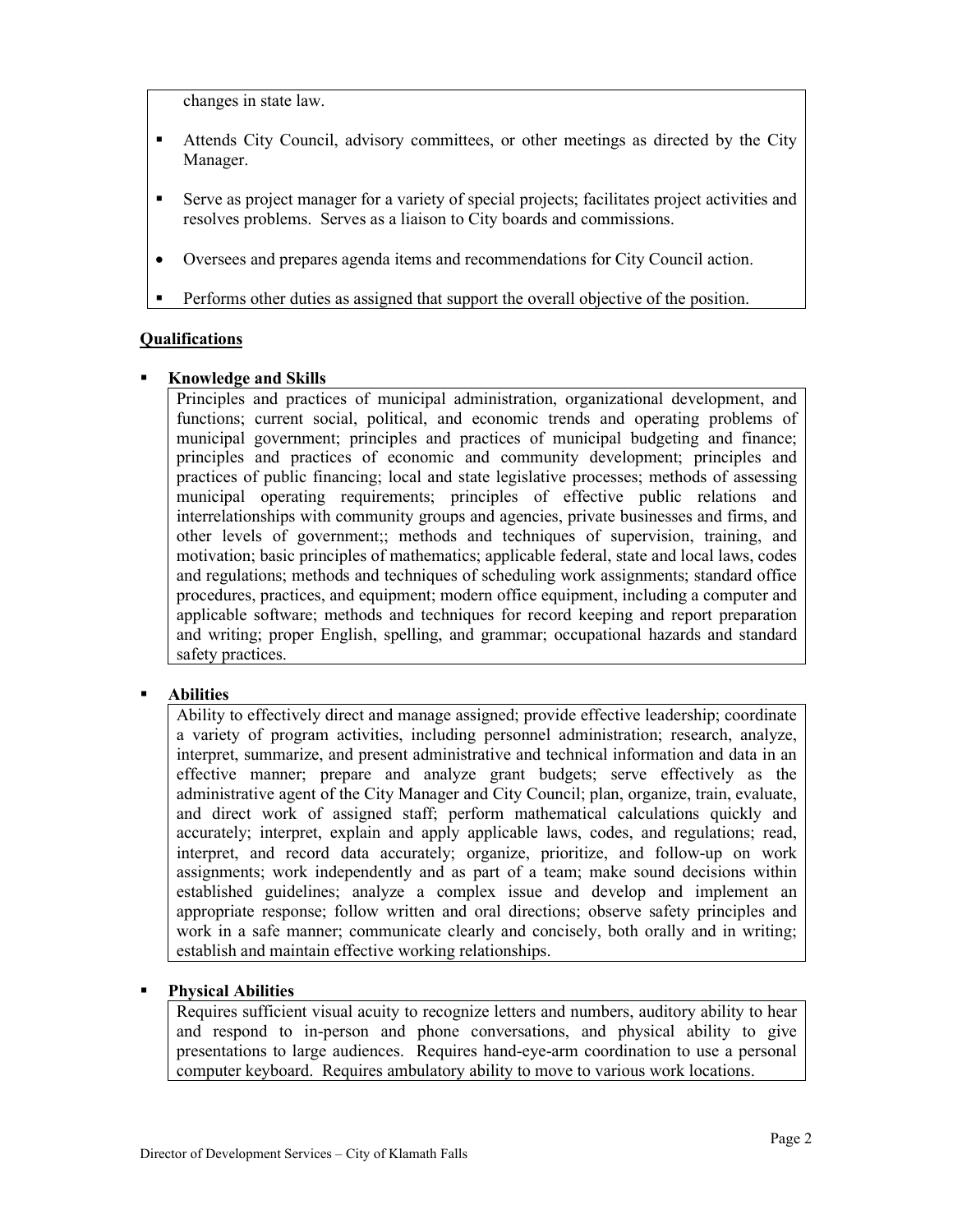changes in state law.

- Attends City Council, advisory committees, or other meetings as directed by the City Manager.
- Serve as project manager for a variety of special projects; facilitates project activities and resolves problems. Serves as a liaison to City boards and commissions.
- Oversees and prepares agenda items and recommendations for City Council action.
- Performs other duties as assigned that support the overall objective of the position.

## Qualifications

- **Knowledge and Skills**

  Principles and practices of municipal administration, organizational development, and functions; current social, political, and economic trends and operating problems of municipal government; principles and practices of municipal budgeting and finance; principles and practices of economic and community development; principles and practices of public financing; local and state legislative processes; methods of assessing municipal operating requirements; principles of effective public relations and interrelationships with community groups and agencies, private businesses and firms, and other levels of government;; methods and techniques of supervision, training, and motivation; basic principles of mathematics; applicable federal, state and local laws, codes and regulations; methods and techniques of scheduling work assignments; standard office procedures, practices, and equipment; modern office equipment, including a computer and applicable software; methods and techniques for record keeping and report preparation and writing; proper English, spelling, and grammar; occupational hazards and standard safety practices.

- **Abilities**

  Ability to effectively direct and manage assigned; provide effective leadership; coordinate a variety of program activities, including personnel administration; research, analyze, interpret, summarize, and present administrative and technical information and data in an effective manner; prepare and analyze grant budgets; serve effectively as the administrative agent of the City Manager and City Council; plan, organize, train, evaluate, and direct work of assigned staff; perform mathematical calculations quickly and accurately; interpret, explain and apply applicable laws, codes, and regulations; read, interpret, and record data accurately; organize, prioritize, and follow-up on work assignments; work independently and as part of a team; make sound decisions within established guidelines; analyze a complex issue and develop and implement an appropriate response; follow written and oral directions; observe safety principles and work in a safe manner; communicate clearly and concisely, both orally and in writing; establish and maintain effective working relationships.

- **Physical Abilities**

  Requires sufficient visual acuity to recognize letters and numbers, auditory ability to hear and respond to in-person and phone conversations, and physical ability to give presentations to large audiences. Requires hand-eye-arm coordination to use a personal computer keyboard. Requires ambulatory ability to move to various work locations.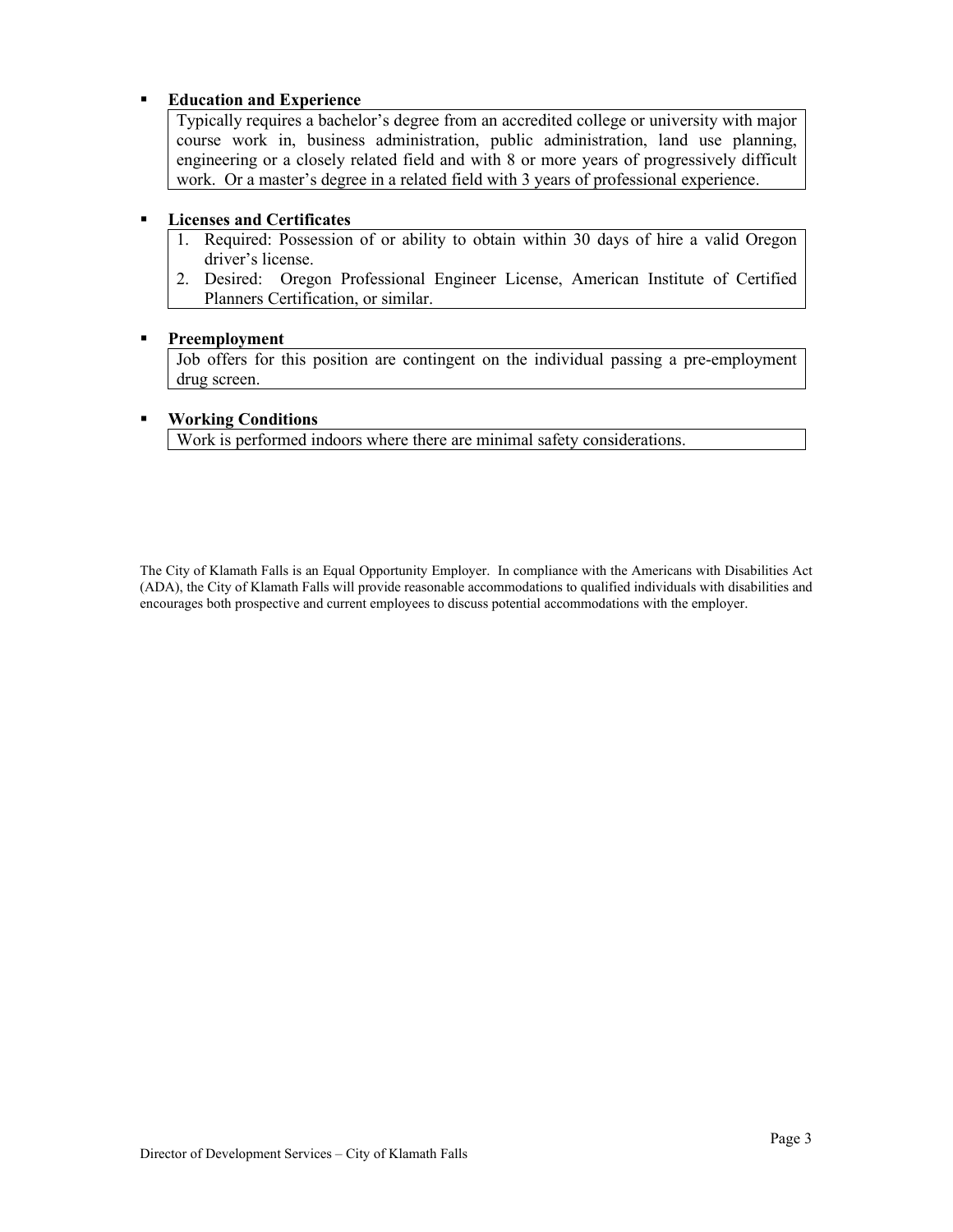- **Education and Experience**

  Typically requires a bachelor's degree from an accredited college or university with major course work in, business administration, public administration, land use planning, engineering or a closely related field and with 8 or more years of progressively difficult work. Or a master's degree in a related field with 3 years of professional experience.

- **Licenses and Certificates**

  1. Required: Possession of or ability to obtain within 30 days of hire a valid Oregon driver's license.
  2. Desired: Oregon Professional Engineer License, American Institute of Certified Planners Certification, or similar.

- **Preemployment**

  Job offers for this position are contingent on the individual passing a pre-employment drug screen.

- **Working Conditions**

  Work is performed indoors where there are minimal safety considerations.

The City of Klamath Falls is an Equal Opportunity Employer. In compliance with the Americans with Disabilities Act (ADA), the City of Klamath Falls will provide reasonable accommodations to qualified individuals with disabilities and encourages both prospective and current employees to discuss potential accommodations with the employer.